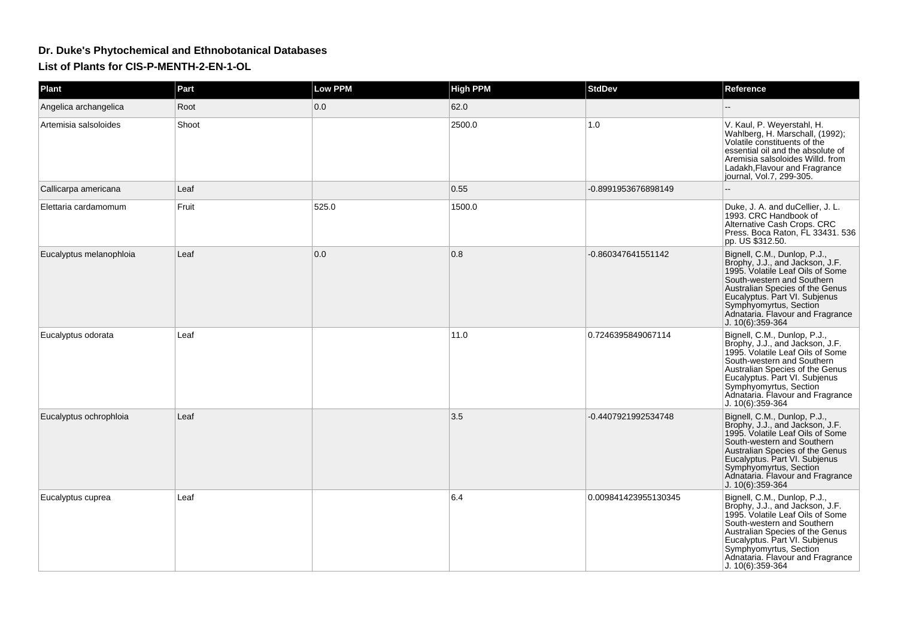# Dr. Duke's Phytochemical and Ethnobotanical Databases

## List of Plants for CIS-P-MENTH-2-EN-1-OL

| Plant | Part | Low PPM | High PPM | StdDev | Reference |
|---|---|---|---|---|---|
| Angelica archangelica | Root | 0.0 | 62.0 | | -- |
| Artemisia salsoloides | Shoot | | 2500.0 | 1.0 | V. Kaul, P. Weyerstahl, H. Wahlberg, H. Marschall, (1992); Volatile constituents of the essential oil and the absolute of Aremisia salsoloides Willd. from Ladakh,Flavour and Fragrance journal, Vol.7, 299-305. |
| Callicarpa americana | Leaf | | 0.55 | -0.8991953676898149 | -- |
| Elettaria cardamomum | Fruit | 525.0 | 1500.0 | | Duke, J. A. and duCellier, J. L. 1993. CRC Handbook of Alternative Cash Crops. CRC Press. Boca Raton, FL 33431. 536 pp. US $312.50. |
| Eucalyptus melanophloia | Leaf | 0.0 | 0.8 | -0.860347641551142 | Bignell, C.M., Dunlop, P.J., Brophy, J.J., and Jackson, J.F. 1995. Volatile Leaf Oils of Some South-western and Southern Australian Species of the Genus Eucalyptus. Part VI. Subjenus Symphyomyrtus, Section Adnataria. Flavour and Fragrance J. 10(6):359-364 |
| Eucalyptus odorata | Leaf | | 11.0 | 0.7246395849067114 | Bignell, C.M., Dunlop, P.J., Brophy, J.J., and Jackson, J.F. 1995. Volatile Leaf Oils of Some South-western and Southern Australian Species of the Genus Eucalyptus. Part VI. Subjenus Symphyomyrtus, Section Adnataria. Flavour and Fragrance J. 10(6):359-364 |
| Eucalyptus ochrophloia | Leaf | | 3.5 | -0.4407921992534748 | Bignell, C.M., Dunlop, P.J., Brophy, J.J., and Jackson, J.F. 1995. Volatile Leaf Oils of Some South-western and Southern Australian Species of the Genus Eucalyptus. Part VI. Subjenus Symphyomyrtus, Section Adnataria. Flavour and Fragrance J. 10(6):359-364 |
| Eucalyptus cuprea | Leaf | | 6.4 | 0.009841423955130345 | Bignell, C.M., Dunlop, P.J., Brophy, J.J., and Jackson, J.F. 1995. Volatile Leaf Oils of Some South-western and Southern Australian Species of the Genus Eucalyptus. Part VI. Subjenus Symphyomyrtus, Section Adnataria. Flavour and Fragrance J. 10(6):359-364 |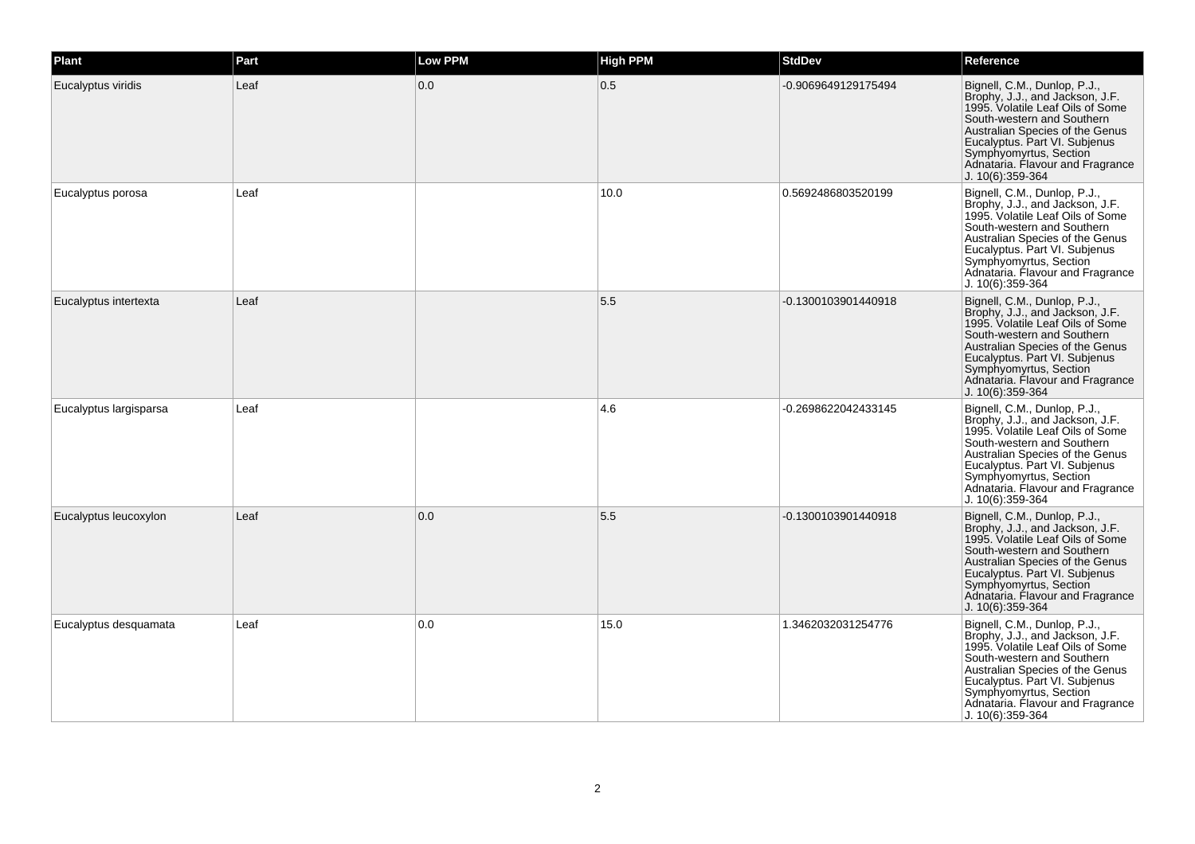| Plant | Part | Low PPM | High PPM | StdDev | Reference |
| --- | --- | --- | --- | --- | --- |
| Eucalyptus viridis | Leaf | 0.0 | 0.5 | -0.9069649129175494 | Bignell, C.M., Dunlop, P.J., Brophy, J.J., and Jackson, J.F. 1995. Volatile Leaf Oils of Some South-western and Southern Australian Species of the Genus Eucalyptus. Part VI. Subjenus Symphyomyrtus, Section Adnataria. Flavour and Fragrance J. 10(6):359-364 |
| Eucalyptus porosa | Leaf | | 10.0 | 0.5692486803520199 | Bignell, C.M., Dunlop, P.J., Brophy, J.J., and Jackson, J.F. 1995. Volatile Leaf Oils of Some South-western and Southern Australian Species of the Genus Eucalyptus. Part VI. Subjenus Symphyomyrtus, Section Adnataria. Flavour and Fragrance J. 10(6):359-364 |
| Eucalyptus intertexta | Leaf | | 5.5 | -0.1300103901440918 | Bignell, C.M., Dunlop, P.J., Brophy, J.J., and Jackson, J.F. 1995. Volatile Leaf Oils of Some South-western and Southern Australian Species of the Genus Eucalyptus. Part VI. Subjenus Symphyomyrtus, Section Adnataria. Flavour and Fragrance J. 10(6):359-364 |
| Eucalyptus largisparsa | Leaf | | 4.6 | -0.2698622042433145 | Bignell, C.M., Dunlop, P.J., Brophy, J.J., and Jackson, J.F. 1995. Volatile Leaf Oils of Some South-western and Southern Australian Species of the Genus Eucalyptus. Part VI. Subjenus Symphyomyrtus, Section Adnataria. Flavour and Fragrance J. 10(6):359-364 |
| Eucalyptus leucoxylon | Leaf | 0.0 | 5.5 | -0.1300103901440918 | Bignell, C.M., Dunlop, P.J., Brophy, J.J., and Jackson, J.F. 1995. Volatile Leaf Oils of Some South-western and Southern Australian Species of the Genus Eucalyptus. Part VI. Subjenus Symphyomyrtus, Section Adnataria. Flavour and Fragrance J. 10(6):359-364 |
| Eucalyptus desquamata | Leaf | 0.0 | 15.0 | 1.3462032031254776 | Bignell, C.M., Dunlop, P.J., Brophy, J.J., and Jackson, J.F. 1995. Volatile Leaf Oils of Some South-western and Southern Australian Species of the Genus Eucalyptus. Part VI. Subjenus Symphyomyrtus, Section Adnataria. Flavour and Fragrance J. 10(6):359-364 |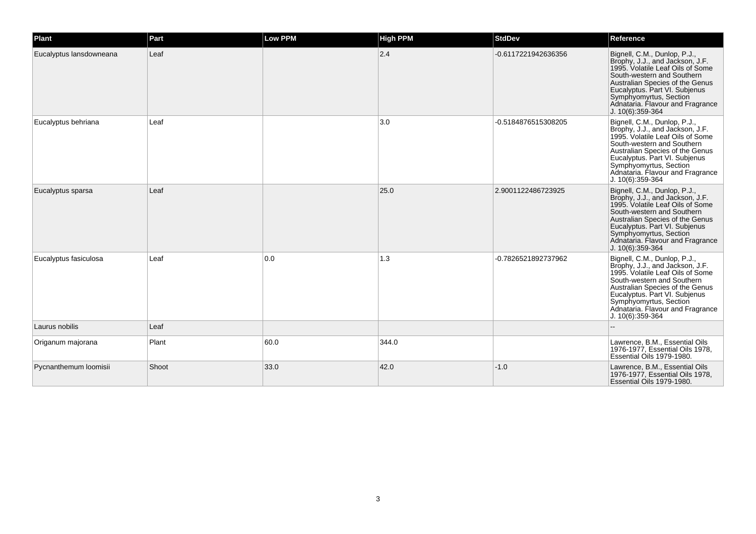| Plant | Part | Low PPM | High PPM | StdDev | Reference |
| --- | --- | --- | --- | --- | --- |
| Eucalyptus lansdowneana | Leaf | | 2.4 | -0.6117221942636356 | Bignell, C.M., Dunlop, P.J., Brophy, J.J., and Jackson, J.F. 1995. Volatile Leaf Oils of Some South-western and Southern Australian Species of the Genus Eucalyptus. Part VI. Subjenus Symphyomyrtus, Section Adnataria. Flavour and Fragrance J. 10(6):359-364 |
| Eucalyptus behriana | Leaf | | 3.0 | -0.5184876515308205 | Bignell, C.M., Dunlop, P.J., Brophy, J.J., and Jackson, J.F. 1995. Volatile Leaf Oils of Some South-western and Southern Australian Species of the Genus Eucalyptus. Part VI. Subjenus Symphyomyrtus, Section Adnataria. Flavour and Fragrance J. 10(6):359-364 |
| Eucalyptus sparsa | Leaf | | 25.0 | 2.9001122486723925 | Bignell, C.M., Dunlop, P.J., Brophy, J.J., and Jackson, J.F. 1995. Volatile Leaf Oils of Some South-western and Southern Australian Species of the Genus Eucalyptus. Part VI. Subjenus Symphyomyrtus, Section Adnataria. Flavour and Fragrance J. 10(6):359-364 |
| Eucalyptus fasiculosa | Leaf | 0.0 | 1.3 | -0.7826521892737962 | Bignell, C.M., Dunlop, P.J., Brophy, J.J., and Jackson, J.F. 1995. Volatile Leaf Oils of Some South-western and Southern Australian Species of the Genus Eucalyptus. Part VI. Subjenus Symphyomyrtus, Section Adnataria. Flavour and Fragrance J. 10(6):359-364 |
| Laurus nobilis | Leaf | | | | -- |
| Origanum majorana | Plant | 60.0 | 344.0 | | Lawrence, B.M., Essential Oils 1976-1977, Essential Oils 1978, Essential Oils 1979-1980. |
| Pycnanthemum loomisii | Shoot | 33.0 | 42.0 | -1.0 | Lawrence, B.M., Essential Oils 1976-1977, Essential Oils 1978, Essential Oils 1979-1980. |